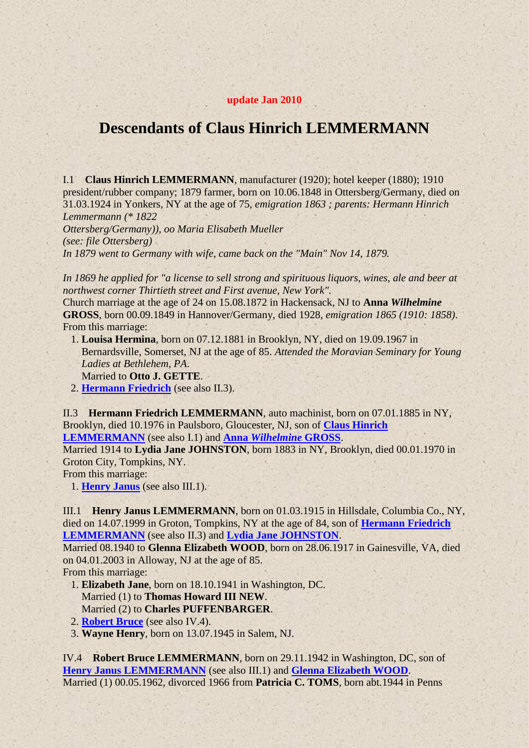**update Jan 2010**

# Descendants of Claus Hinrich LEMMERMANN

I.1 **Claus Hinrich LEMMERMANN**, manufacturer (1920); hotel keeper (1880); 1910 president/rubber company; 1879 farmer, born on 10.06.1848 in Ottersberg/Germany, died on 31.03.1924 in Yonkers, NY at the age of 75, *emigration 1863 ; parents: Hermann Hinrich Lemmermann (* 1822 Ottersberg/Germany)), oo Maria Elisabeth Mueller (see: file Ottersberg)*
*In 1879 went to Germany with wife, came back on the "Main" Nov 14, 1879.*

*In 1869 he applied for "a license to sell strong and spirituous liquors, wines, ale and beer at northwest corner Thirtieth street and First avenue, New York".*
Church marriage at the age of 24 on 15.08.1872 in Hackensack, NJ to **Anna *Wilhelmine* GROSS**, born 00.09.1849 in Hannover/Germany, died 1928, *emigration 1865 (1910: 1858)*.
From this marriage:

1. **Louisa Hermina**, born on 07.12.1881 in Brooklyn, NY, died on 19.09.1967 in Bernardsville, Somerset, NJ at the age of 85. *Attended the Moravian Seminary for Young Ladies at Bethlehem, PA.*
   Married to **Otto J. GETTE**.
2. **Hermann Friedrich** (see also II.3).

II.3 **Hermann Friedrich LEMMERMANN**, auto machinist, born on 07.01.1885 in NY, Brooklyn, died 10.1976 in Paulsboro, Gloucester, NJ, son of **Claus Hinrich LEMMERMANN** (see also I.1) and **Anna *Wilhelmine* GROSS**.
Married 1914 to **Lydia Jane JOHNSTON**, born 1883 in NY, Brooklyn, died 00.01.1970 in Groton City, Tompkins, NY.
From this marriage:

1. **Henry Janus** (see also III.1).

III.1 **Henry Janus LEMMERMANN**, born on 01.03.1915 in Hillsdale, Columbia Co., NY, died on 14.07.1999 in Groton, Tompkins, NY at the age of 84, son of **Hermann Friedrich LEMMERMANN** (see also II.3) and **Lydia Jane JOHNSTON**.
Married 08.1940 to **Glenna Elizabeth WOOD**, born on 28.06.1917 in Gainesville, VA, died on 04.01.2003 in Alloway, NJ at the age of 85.
From this marriage:

1. **Elizabeth Jane**, born on 18.10.1941 in Washington, DC.
   Married (1) to **Thomas Howard III NEW**.
   Married (2) to **Charles PUFFENBARGER**.
2. **Robert Bruce** (see also IV.4).
3. **Wayne Henry**, born on 13.07.1945 in Salem, NJ.

IV.4 **Robert Bruce LEMMERMANN**, born on 29.11.1942 in Washington, DC, son of **Henry Janus LEMMERMANN** (see also III.1) and **Glenna Elizabeth WOOD**.
Married (1) 00.05.1962, divorced 1966 from **Patricia C. TOMS**, born abt.1944 in Penns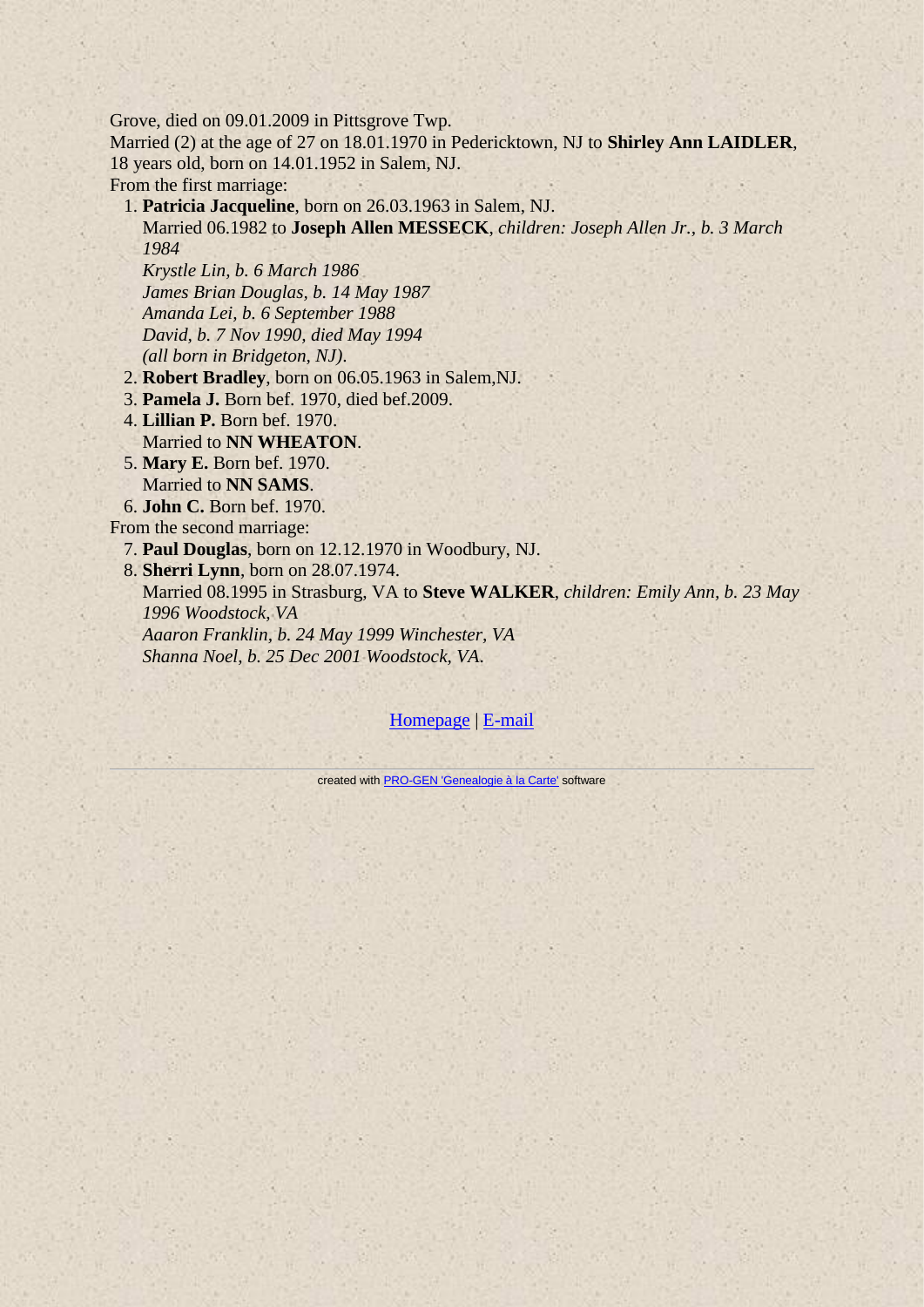Grove, died on 09.01.2009 in Pittsgrove Twp.
Married (2) at the age of 27 on 18.01.1970 in Pedericktown, NJ to **Shirley Ann LAIDLER**, 18 years old, born on 14.01.1952 in Salem, NJ.
From the first marriage:

1. **Patricia Jacqueline**, born on 26.03.1963 in Salem, NJ.
   Married 06.1982 to **Joseph Allen MESSECK**, *children: Joseph Allen Jr., b. 3 March 1984*
   *Krystle Lin, b. 6 March 1986*
   *James Brian Douglas, b. 14 May 1987*
   *Amanda Lei, b. 6 September 1988*
   *David, b. 7 Nov 1990, died May 1994*
   *(all born in Bridgeton, NJ)*.
2. **Robert Bradley**, born on 06.05.1963 in Salem,NJ.
3. **Pamela J.** Born bef. 1970, died bef.2009.
4. **Lillian P.** Born bef. 1970.
   Married to **NN WHEATON**.
5. **Mary E.** Born bef. 1970.
   Married to **NN SAMS**.
6. **John C.** Born bef. 1970.

From the second marriage:

7. **Paul Douglas**, born on 12.12.1970 in Woodbury, NJ.
8. **Sherri Lynn**, born on 28.07.1974.
   Married 08.1995 in Strasburg, VA to **Steve WALKER**, *children: Emily Ann, b. 23 May 1996 Woodstock, VA*
   *Aaaron Franklin, b. 24 May 1999 Winchester, VA*
   *Shanna Noel, b. 25 Dec 2001 Woodstock, VA*.

Homepage | E-mail

created with PRO-GEN 'Genealogie à la Carte' software